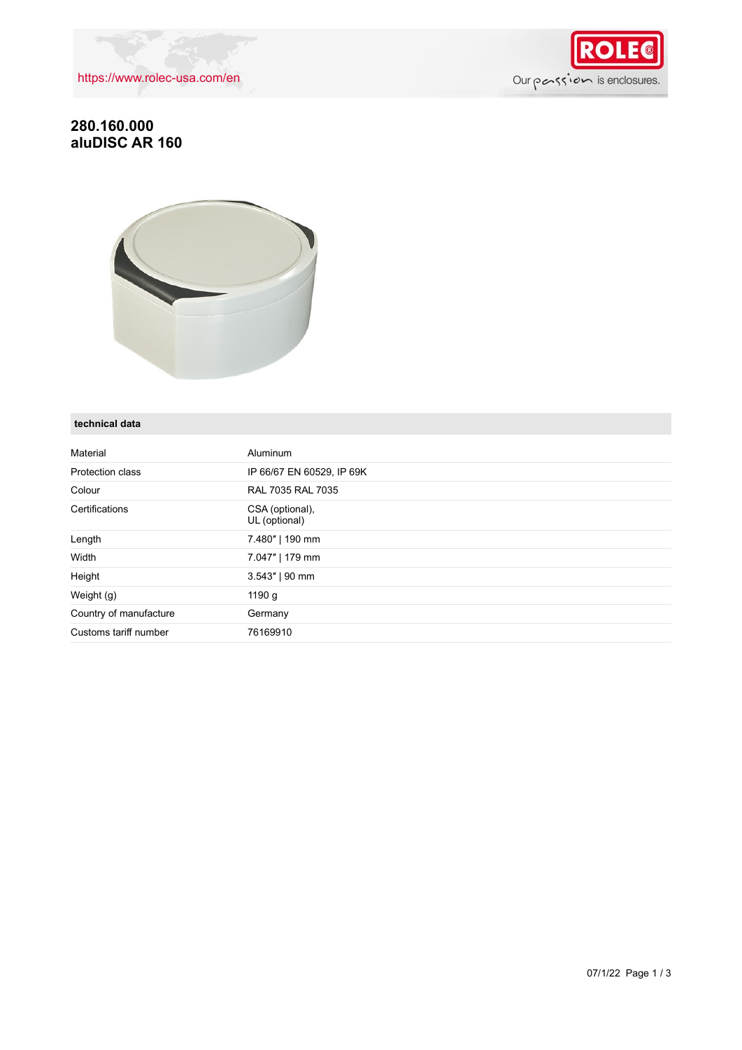https://www.rolec-usa.com/en

# 280.160.000
# aluDISC AR 160

## technical data

| | |
|---|---|
| Material | Aluminum |
| Protection class | IP 66/67 EN 60529, IP 69K |
| Colour | RAL 7035 RAL 7035 |
| Certifications | CSA (optional),<br>UL (optional) |
| Length | 7.480″ \| 190 mm |
| Width | 7.047″ \| 179 mm |
| Height | 3.543″ \| 90 mm |
| Weight (g) | 1190 g |
| Country of manufacture | Germany |
| Customs tariff number | 76169910 |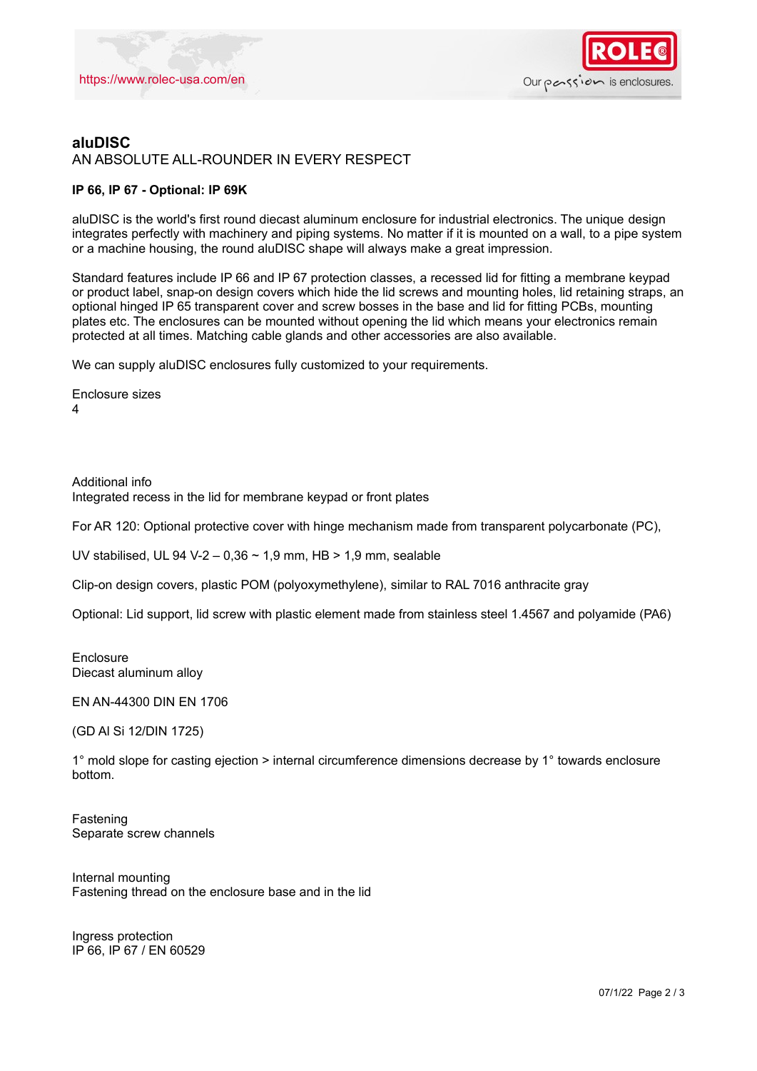# aluDISC

AN ABSOLUTE ALL-ROUNDER IN EVERY RESPECT

**IP 66, IP 67 - Optional: IP 69K**

aluDISC is the world's first round diecast aluminum enclosure for industrial electronics. The unique design integrates perfectly with machinery and piping systems. No matter if it is mounted on a wall, to a pipe system or a machine housing, the round aluDISC shape will always make a great impression.

Standard features include IP 66 and IP 67 protection classes, a recessed lid for fitting a membrane keypad or product label, snap-on design covers which hide the lid screws and mounting holes, lid retaining straps, an optional hinged IP 65 transparent cover and screw bosses in the base and lid for fitting PCBs, mounting plates etc. The enclosures can be mounted without opening the lid which means your electronics remain protected at all times. Matching cable glands and other accessories are also available.

We can supply aluDISC enclosures fully customized to your requirements.

Enclosure sizes
4

Additional info
Integrated recess in the lid for membrane keypad or front plates

For AR 120: Optional protective cover with hinge mechanism made from transparent polycarbonate (PC),

UV stabilised, UL 94 V-2 – 0,36 ~ 1,9 mm, HB > 1,9 mm, sealable

Clip-on design covers, plastic POM (polyoxymethylene), similar to RAL 7016 anthracite gray

Optional: Lid support, lid screw with plastic element made from stainless steel 1.4567 and polyamide (PA6)

Enclosure
Diecast aluminum alloy

EN AN-44300 DIN EN 1706

(GD Al Si 12/DIN 1725)

1° mold slope for casting ejection > internal circumference dimensions decrease by 1° towards enclosure bottom.

Fastening
Separate screw channels

Internal mounting
Fastening thread on the enclosure base and in the lid

Ingress protection
IP 66, IP 67 / EN 60529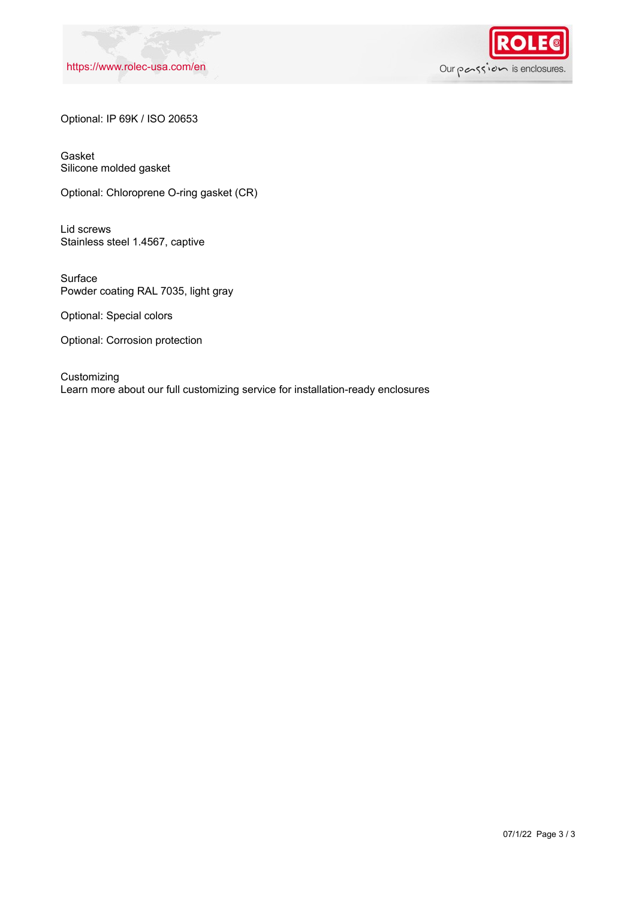Optional: IP 69K / ISO 20653

Gasket
Silicone molded gasket

Optional: Chloroprene O-ring gasket (CR)

Lid screws
Stainless steel 1.4567, captive

Surface
Powder coating RAL 7035, light gray

Optional: Special colors

Optional: Corrosion protection

Customizing
Learn more about our full customizing service for installation-ready enclosures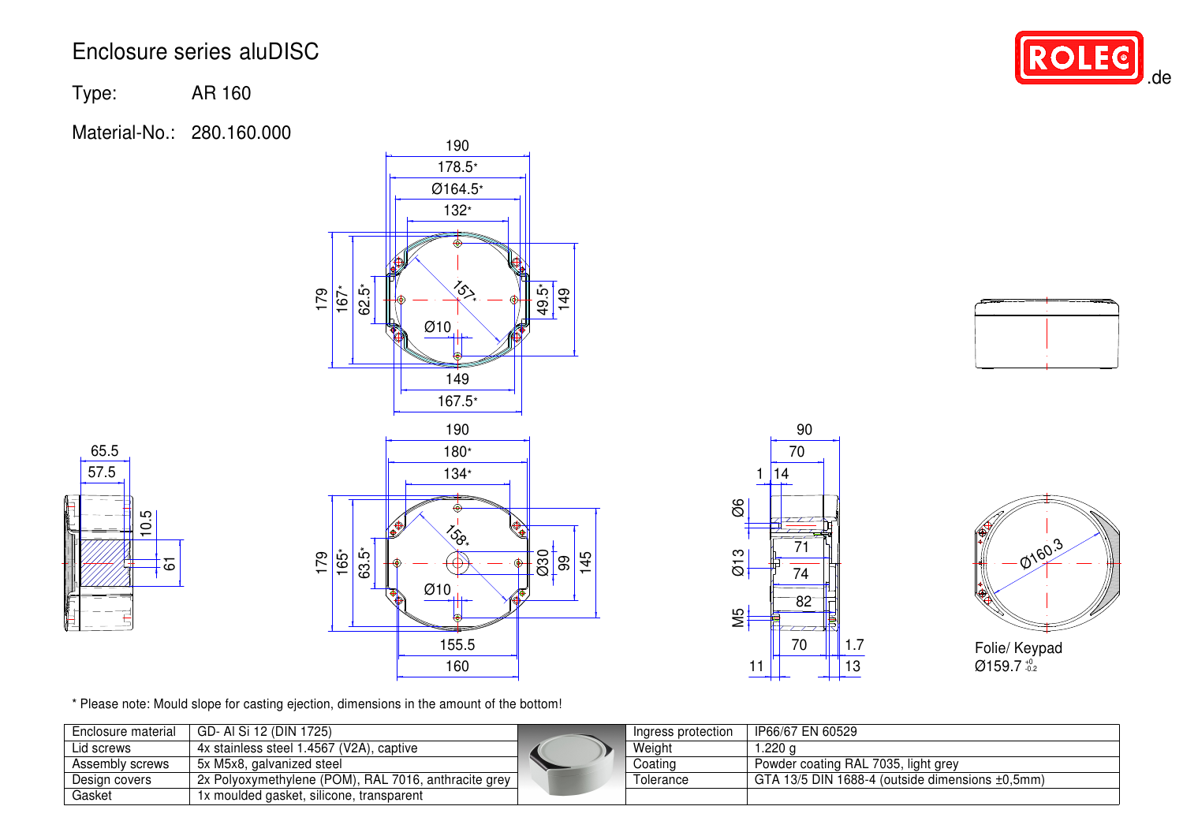# Enclosure series aluDISC

Type: AR 160

Material-No.: 280.160.000

ROLEC .de

190
178.5*
Ø164.5*
132*
179
167*
62.5*
157*
Ø10
49.5*
149
149
167.5*

65.5
57.5
10.5
61

190
180*
134*
179
165*
63.5*
158*
Ø10
Ø30
99
145
155.5
160

90
70
1
14
Ø6
Ø13
M5
71
74
82
70
1.7
11
13

Ø160.3

Folie/ Keypad
Ø159.7 $^{+0}_{-0.2}$

* Please note: Mould slope for casting ejection, dimensions in the amount of the bottom!

| | | | |
|---|---|---|---|
| Enclosure material | GD- Al Si 12 (DIN 1725) | Ingress protection | IP66/67 EN 60529 |
| Lid screws | 4x stainless steel 1.4567 (V2A), captive | Weight | 1.220 g |
| Assembly screws | 5x M5x8, galvanized steel | Coating | Powder coating RAL 7035, light grey |
| Design covers | 2x Polyoxymethylene (POM), RAL 7016, anthracite grey | Tolerance | GTA 13/5 DIN 1688-4 (outside dimensions ±0,5mm) |
| Gasket | 1x moulded gasket, silicone, transparent | | |